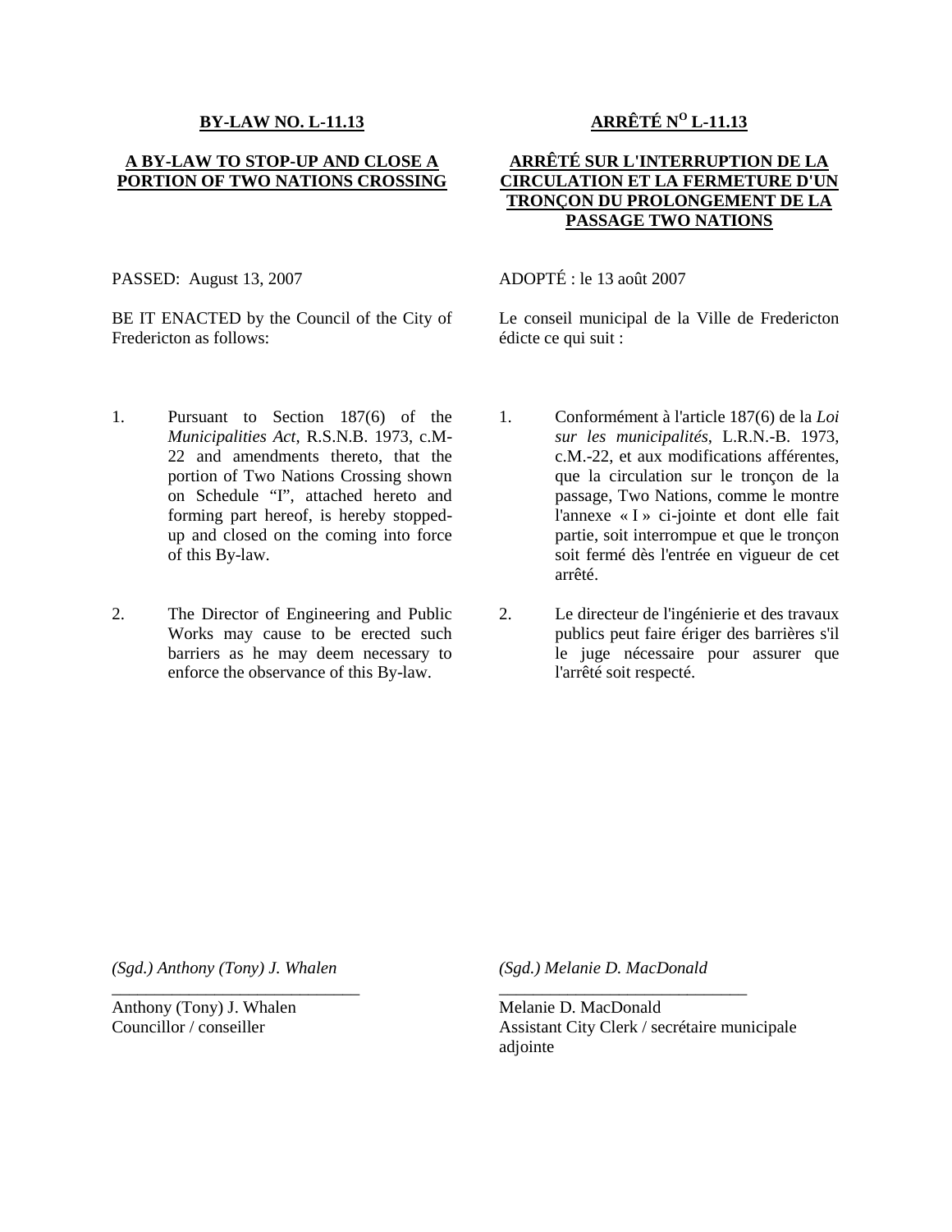**BY-LAW NO. L-11.13**

**A BY-LAW TO STOP-UP AND CLOSE A PORTION OF TWO NATIONS CROSSING**

PASSED: August 13, 2007

BE IT ENACTED by the Council of the City of Fredericton as follows:

1. Pursuant to Section 187(6) of the *Municipalities Act*, R.S.N.B. 1973, c.M-22 and amendments thereto, that the portion of Two Nations Crossing shown on Schedule "I", attached hereto and forming part hereof, is hereby stopped-up and closed on the coming into force of this By-law.

2. The Director of Engineering and Public Works may cause to be erected such barriers as he may deem necessary to enforce the observance of this By-law.

**ARRÊTÉ N^O L-11.13**

**ARRÊTÉ SUR L'INTERRUPTION DE LA CIRCULATION ET LA FERMETURE D'UN TRONÇON DU PROLONGEMENT DE LA PASSAGE TWO NATIONS**

ADOPTÉ : le 13 août 2007

Le conseil municipal de la Ville de Fredericton édicte ce qui suit :

1. Conformément à l'article 187(6) de la *Loi sur les municipalités*, L.R.N.-B. 1973, c.M.-22, et aux modifications afférentes, que la circulation sur le tronçon de la passage, Two Nations, comme le montre l'annexe « I » ci-jointe et dont elle fait partie, soit interrompue et que le tronçon soit fermé dès l'entrée en vigueur de cet arrêté.

2. Le directeur de l'ingénierie et des travaux publics peut faire ériger des barrières s'il le juge nécessaire pour assurer que l'arrêté soit respecté.

*(Sgd.) Anthony (Tony) J. Whalen*

\_\_\_\_\_\_\_\_\_\_\_\_\_\_\_\_\_\_\_\_\_\_\_\_\_\_\_\_\_\_

Anthony (Tony) J. Whalen
Councillor / conseiller

*(Sgd.) Melanie D. MacDonald*

\_\_\_\_\_\_\_\_\_\_\_\_\_\_\_\_\_\_\_\_\_\_\_\_\_\_\_\_\_\_

Melanie D. MacDonald
Assistant City Clerk / secrétaire municipale adjointe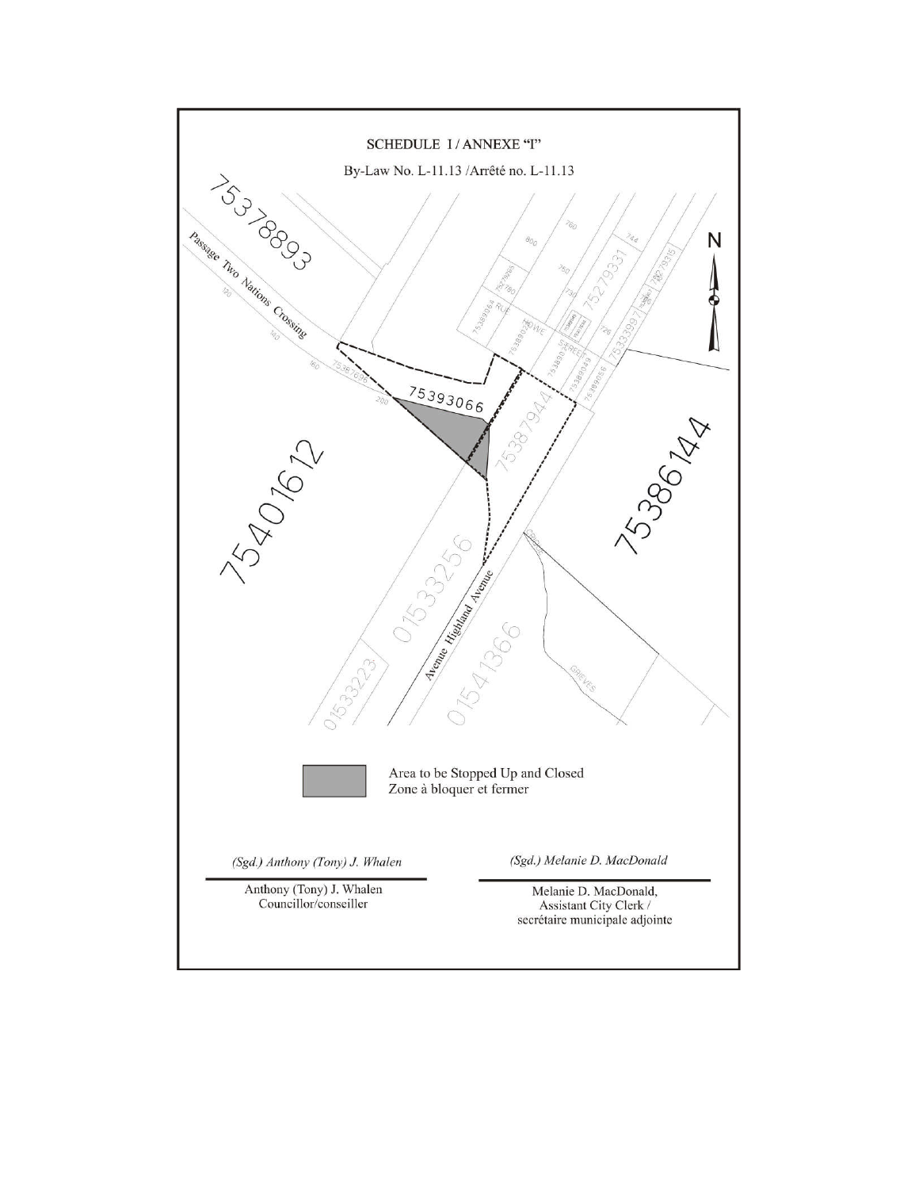SCHEDULE I / ANNEXE "I"

By-Law No. L-11.13 /Arrêté no. L-11.13

75378893

Passage Two Nations Crossing

75393066

75387944

75401612

75386144

01533256

Avenue Highland Avenue

01533223

01541366

GRIEVES

RUE HOWE STREET

N

Area to be Stopped Up and Closed
Zone à bloquer et fermer

*(Sgd.) Anthony (Tony) J. Whalen*

Anthony (Tony) J. Whalen
Councillor/conseiller

*(Sgd.) Melanie D. MacDonald*

Melanie D. MacDonald,
Assistant City Clerk /
secrétaire municipale adjointe